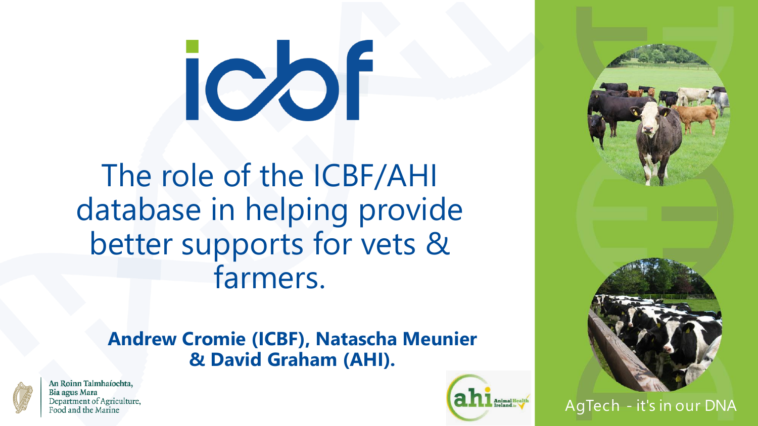icbf

# The role of the ICBF/AHI database in helping provide better supports for vets & farmers.

**Andrew Cromie (ICBF), Natascha Meunier & David Graham (AHI).**

An Roinn Talmhaíochta,
Bia agus Mara
Department of Agriculture,
Food and the Marine

ahi Animal Health Ireland.ie

AgTech - it's in our DNA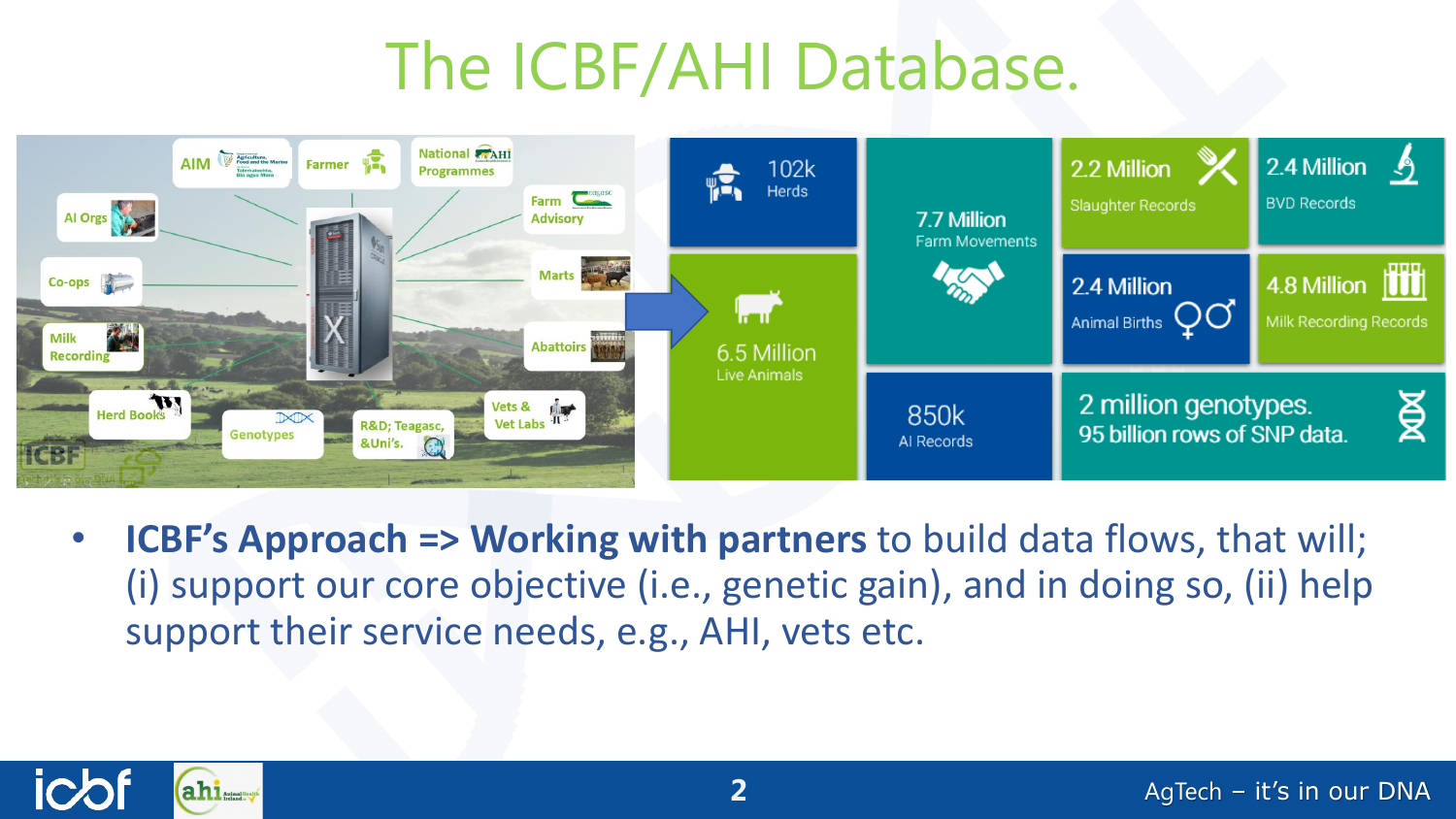# The ICBF/AHI Database.

AIM | Farmer | National Programmes | AI Orgs | Farm Advisory | Co-ops | Marts | Milk Recording | Abattoirs | Herd Books | Genotypes | R&D; Teagasc, &Uni's. | Vets & Vet Labs

- **102k** Herds
- **6.5 Million** Live Animals
- **7.7 Million** Farm Movements
- **850k** AI Records
- **2.2 Million** Slaughter Records
- **2.4 Million** BVD Records
- **2.4 Million** Animal Births
- **4.8 Million** Milk Recording Records
- **2 million genotypes. 95 billion rows of SNP data.**

- **ICBF's Approach => Working with partners** to build data flows, that will; (i) support our core objective (i.e., genetic gain), and in doing so, (ii) help support their service needs, e.g., AHI, vets etc.

AgTech – it's in our DNA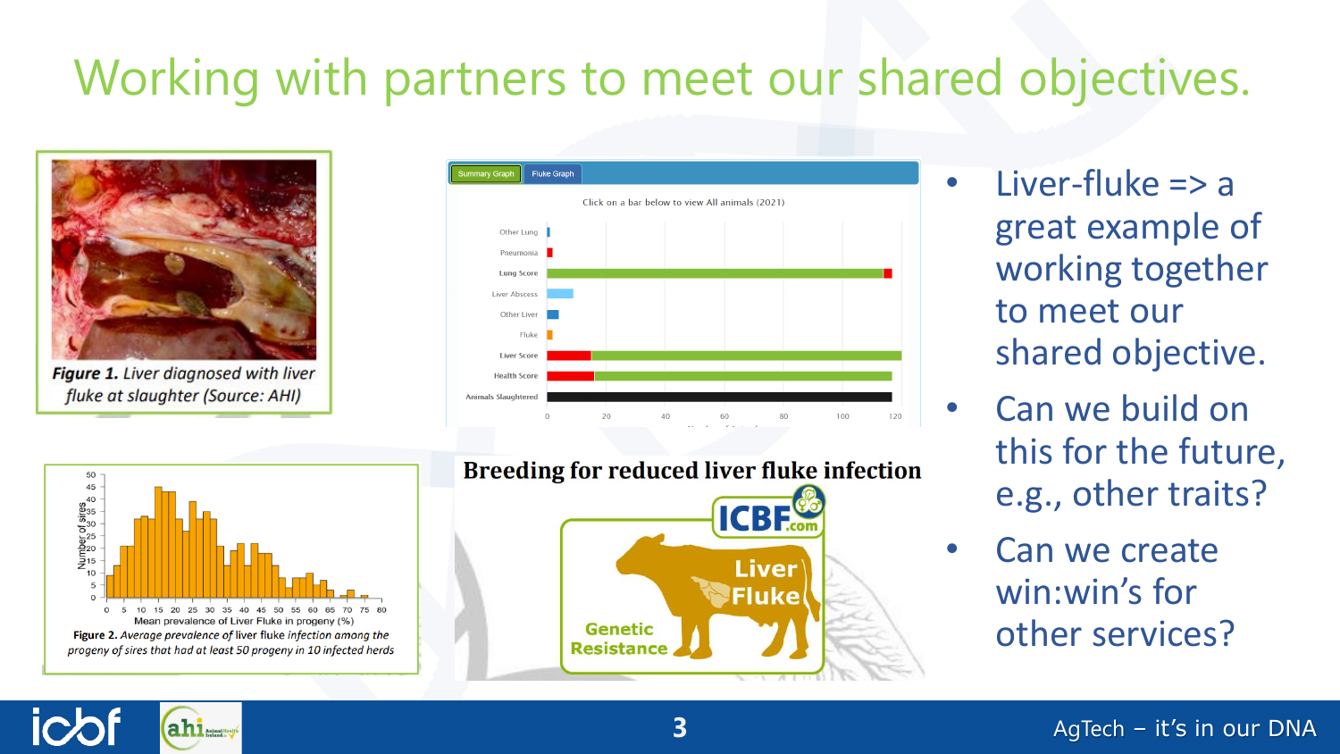# Working with partners to meet our shared objectives.

***Figure 1.*** *Liver diagnosed with liver fluke at slaughter (Source: AHI)*

**Figure 2.** *Average prevalence of liver fluke infection among the progeny of sires that had at least 50 progeny in 10 infected herds*

**Breeding for reduced liver fluke infection**

- Liver-fluke => a great example of working together to meet our shared objective.
- Can we build on this for the future, e.g., other traits?
- Can we create win:win's for other services?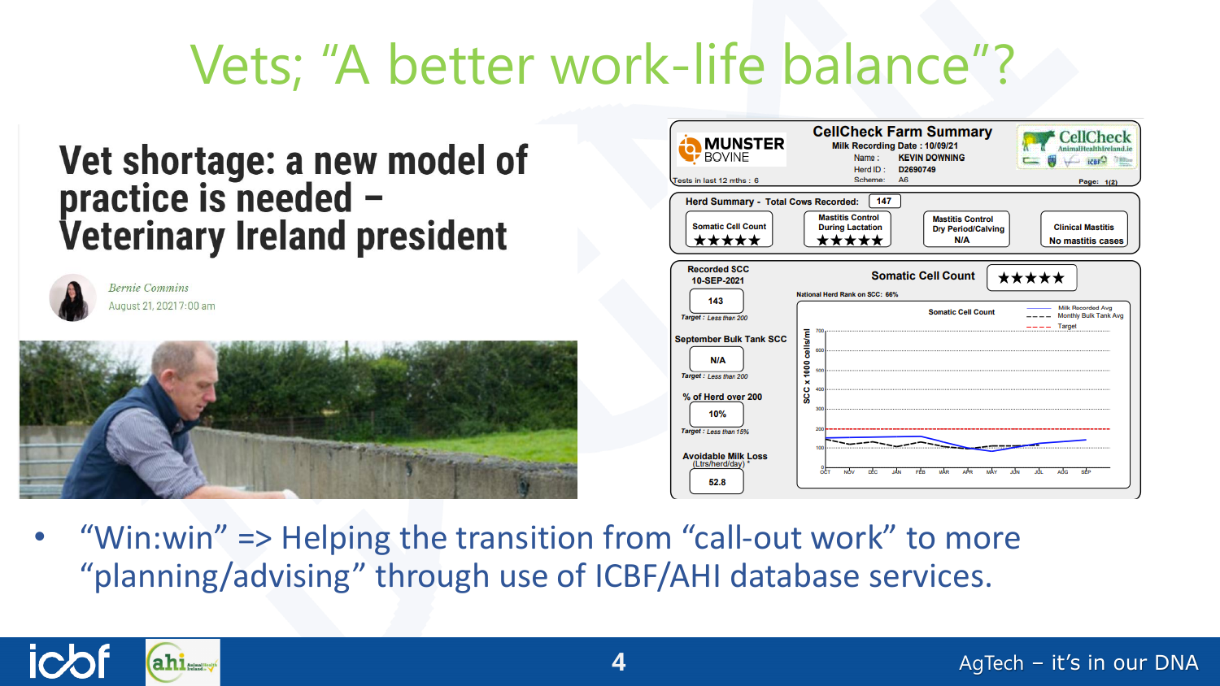# Vets; "A better work-life balance"?

## Vet shortage: a new model of practice is needed – Veterinary Ireland president

*Bernie Commins*
August 21, 2021 7:00 am

**CellCheck Farm Summary**

MUNSTER BOVINE

Milk Recording Date : 10/09/21
Name : KEVIN DOWNING
Herd ID : D2690749
Scheme: A6
Tests in last 12 mths : 6
Page: 1(2)

Herd Summary - Total Cows Recorded: 147

| Somatic Cell Count | Mastitis Control During Lactation | Mastitis Control Dry Period/Calving | Clinical Mastitis |
|---|---|---|---|
| ★★★★★ | ★★★★★ | N/A | No mastitis cases |

Somatic Cell Count ★★★★★

National Herd Rank on SCC: 66%

| Measure | Value | Target |
|---|---|---|
| Recorded SCC 10-SEP-2021 | 143 | Less than 200 |
| September Bulk Tank SCC | N/A | Less than 200 |
| % of Herd over 200 | 10% | Less than 15% |
| Avoidable Milk Loss (Ltrs/herd/day) * | 52.8 | |

- "Win:win" => Helping the transition from "call-out work" to more "planning/advising" through use of ICBF/AHI database services.

AgTech – it's in our DNA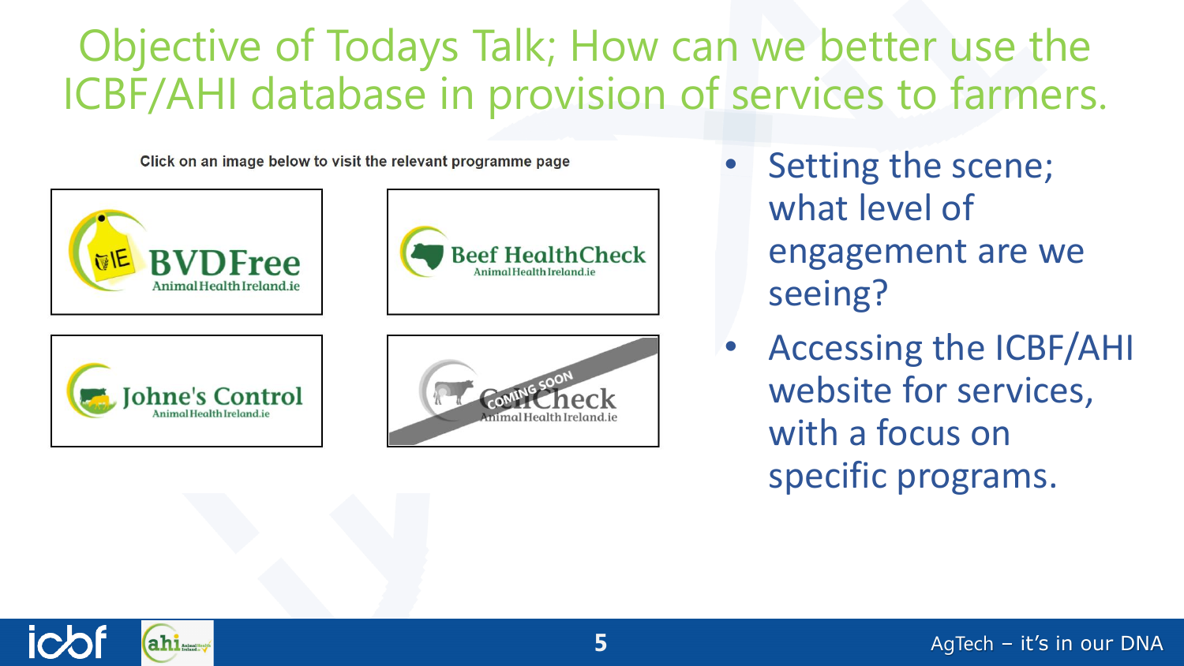# Objective of Todays Talk; How can we better use the ICBF/AHI database in provision of services to farmers.

Click on an image below to visit the relevant programme page

BVDFree
AnimalHealthIreland.ie

Beef HealthCheck
AnimalHealthIreland.ie

Johne's Control
AnimalHealthIreland.ie

COMING SOON
CellCheck
AnimalHealthIreland.ie

- Setting the scene; what level of engagement are we seeing?
- Accessing the ICBF/AHI website for services, with a focus on specific programs.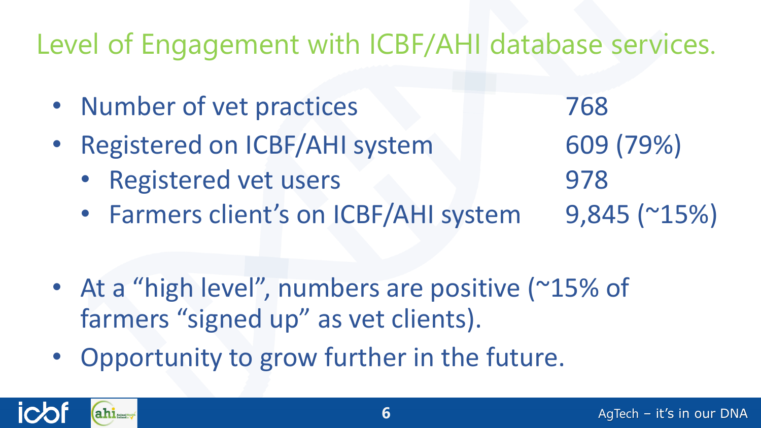# Level of Engagement with ICBF/AHI database services.

- Number of vet practices 768
- Registered on ICBF/AHI system 609 (79%)
  - Registered vet users 978
  - Farmers client's on ICBF/AHI system 9,845 (~15%)

- At a "high level", numbers are positive (~15% of farmers "signed up" as vet clients).
- Opportunity to grow further in the future.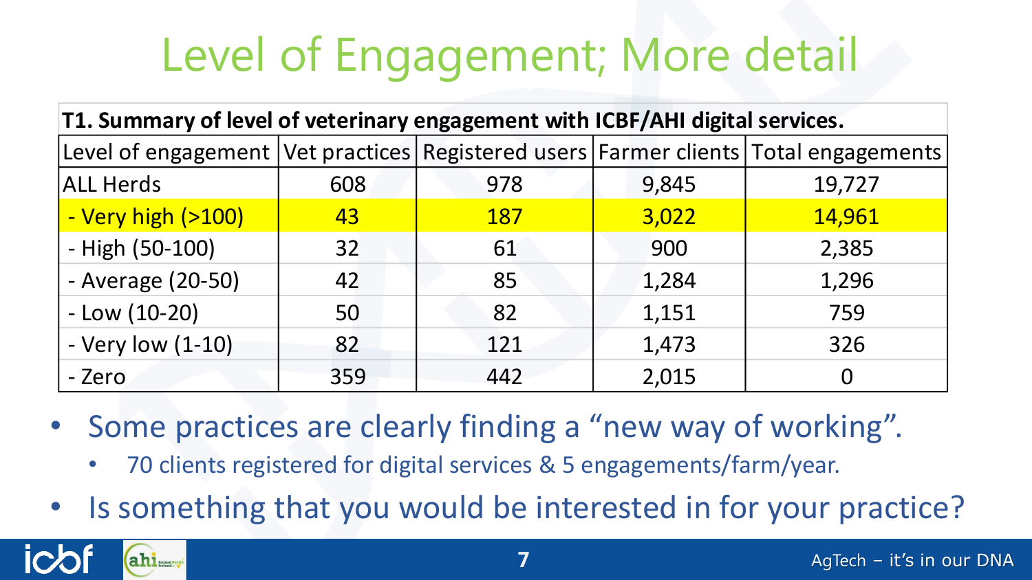# Level of Engagement; More detail

**T1. Summary of level of veterinary engagement with ICBF/AHI digital services.**

| Level of engagement | Vet practices | Registered users | Farmer clients | Total engagements |
|---|---|---|---|---|
| ALL Herds | 608 | 978 | 9,845 | 19,727 |
| - Very high (>100) | 43 | 187 | 3,022 | 14,961 |
| - High (50-100) | 32 | 61 | 900 | 2,385 |
| - Average (20-50) | 42 | 85 | 1,284 | 1,296 |
| - Low (10-20) | 50 | 82 | 1,151 | 759 |
| - Very low (1-10) | 82 | 121 | 1,473 | 326 |
| - Zero | 359 | 442 | 2,015 | 0 |

- Some practices are clearly finding a "new way of working".
  - 70 clients registered for digital services & 5 engagements/farm/year.
- Is something that you would be interested in for your practice?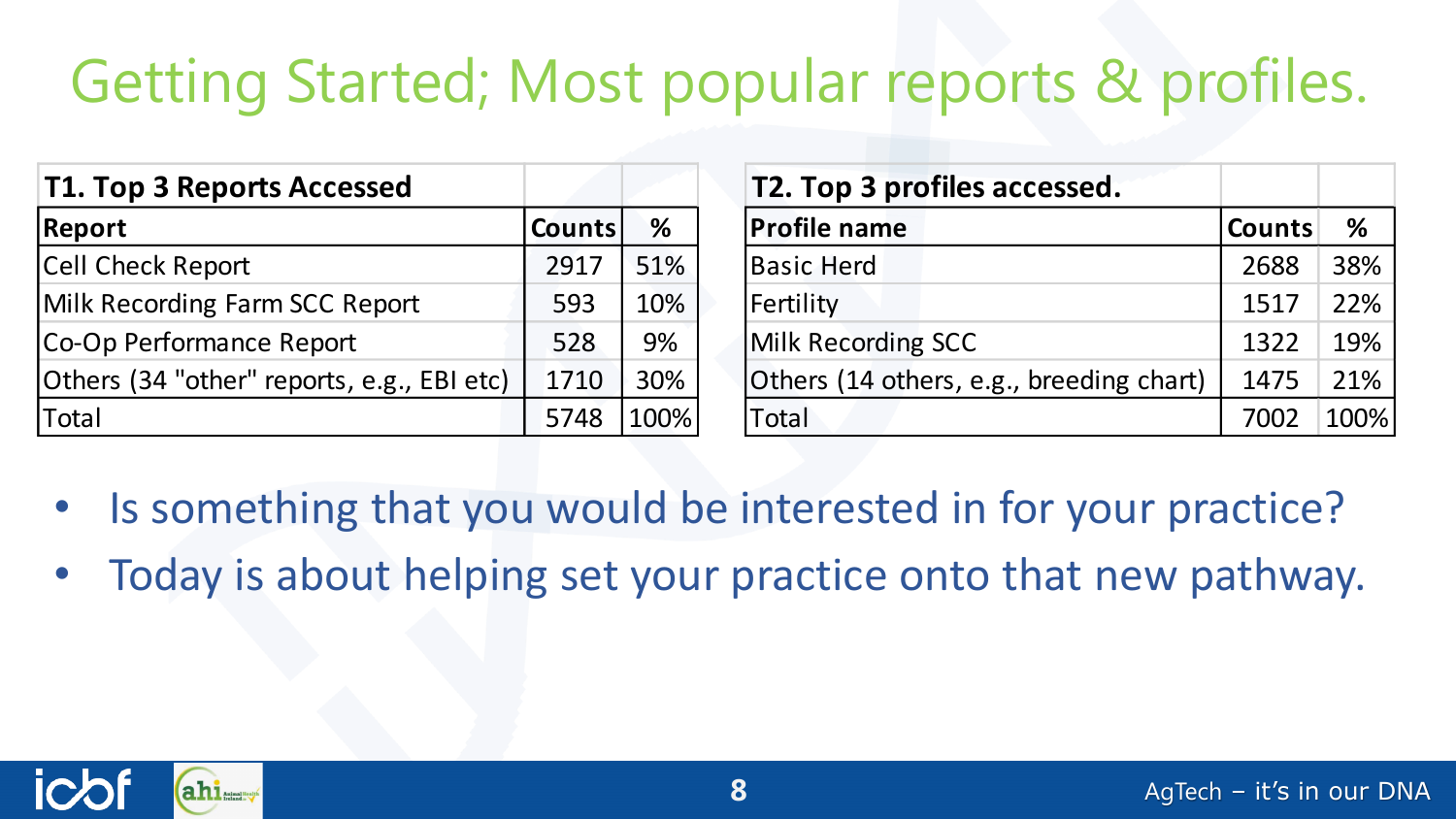# Getting Started; Most popular reports & profiles.

**T1. Top 3 Reports Accessed**

| Report | Counts | % |
|---|---|---|
| Cell Check Report | 2917 | 51% |
| Milk Recording Farm SCC Report | 593 | 10% |
| Co-Op Performance Report | 528 | 9% |
| Others (34 "other" reports, e.g., EBI etc) | 1710 | 30% |
| Total | 5748 | 100% |

**T2. Top 3 profiles accessed.**

| Profile name | Counts | % |
|---|---|---|
| Basic Herd | 2688 | 38% |
| Fertility | 1517 | 22% |
| Milk Recording SCC | 1322 | 19% |
| Others (14 others, e.g., breeding chart) | 1475 | 21% |
| Total | 7002 | 100% |

- Is something that you would be interested in for your practice?
- Today is about helping set your practice onto that new pathway.

AgTech – it's in our DNA